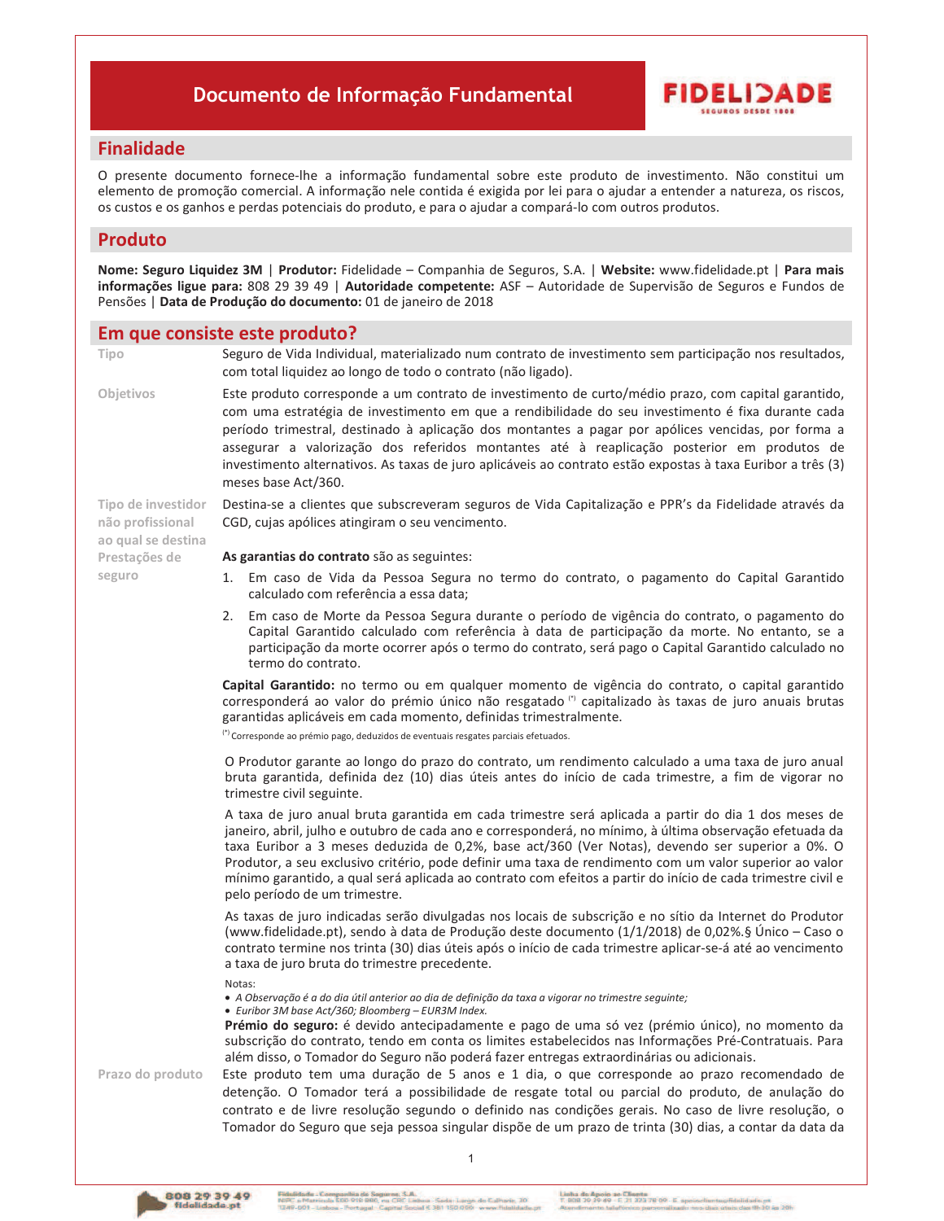# Documento de Informação Fundamental

## Finalidade

O presente documento fornece-lhe a informação fundamental sobre este produto de investimento. Não constitui um elemento de promoção comercial. A informação nele contida é exigida por lei para o ajudar a entender a natureza, os riscos, os custos e os ganhos e perdas potenciais do produto, e para o ajudar a compará-lo com outros produtos.

## Produto

**Nome: Seguro Liquidez 3M** | **Produtor:** Fidelidade – Companhia de Seguros, S.A. | **Website:** www.fidelidade.pt | **Para mais informações ligue para:** 808 29 39 49 | **Autoridade competente:** ASF – Autoridade de Supervisão de Seguros e Fundos de Pensões | **Data de Produção do documento:** 01 de janeiro de 2018

## Em que consiste este produto?

**Tipo**

Seguro de Vida Individual, materializado num contrato de investimento sem participação nos resultados, com total liquidez ao longo de todo o contrato (não ligado).

**Objetivos**

Este produto corresponde a um contrato de investimento de curto/médio prazo, com capital garantido, com uma estratégia de investimento em que a rendibilidade do seu investimento é fixa durante cada período trimestral, destinado à aplicação dos montantes a pagar por apólices vencidas, por forma a assegurar a valorização dos referidos montantes até à reaplicação posterior em produtos de investimento alternativos. As taxas de juro aplicáveis ao contrato estão expostas à taxa Euribor a três (3) meses base Act/360.

**Tipo de investidor não profissional ao qual se destina**

Destina-se a clientes que subscreveram seguros de Vida Capitalização e PPR's da Fidelidade através da CGD, cujas apólices atingiram o seu vencimento.

**Prestações de seguro**

**As garantias do contrato** são as seguintes:

1. Em caso de Vida da Pessoa Segura no termo do contrato, o pagamento do Capital Garantido calculado com referência a essa data;
2. Em caso de Morte da Pessoa Segura durante o período de vigência do contrato, o pagamento do Capital Garantido calculado com referência à data de participação da morte. No entanto, se a participação da morte ocorrer após o termo do contrato, será pago o Capital Garantido calculado no termo do contrato.

**Capital Garantido:** no termo ou em qualquer momento de vigência do contrato, o capital garantido corresponderá ao valor do prémio único não resgatado [(*)] capitalizado às taxas de juro anuais brutas garantidas aplicáveis em cada momento, definidas trimestralmente.

[(*)] Corresponde ao prémio pago, deduzidos de eventuais resgates parciais efetuados.

O Produtor garante ao longo do prazo do contrato, um rendimento calculado a uma taxa de juro anual bruta garantida, definida dez (10) dias úteis antes do início de cada trimestre, a fim de vigorar no trimestre civil seguinte.

A taxa de juro anual bruta garantida em cada trimestre será aplicada a partir do dia 1 dos meses de janeiro, abril, julho e outubro de cada ano e corresponderá, no mínimo, à última observação efetuada da taxa Euribor a 3 meses deduzida de 0,2%, base act/360 (Ver Notas), devendo ser superior a 0%. O Produtor, a seu exclusivo critério, pode definir uma taxa de rendimento com um valor superior ao valor mínimo garantido, a qual será aplicada ao contrato com efeitos a partir do início de cada trimestre civil e pelo período de um trimestre.

As taxas de juro indicadas serão divulgadas nos locais de subscrição e no sítio da Internet do Produtor (www.fidelidade.pt), sendo à data de Produção deste documento (1/1/2018) de 0,02%.§ Único – Caso o contrato termine nos trinta (30) dias úteis após o início de cada trimestre aplicar-se-á até ao vencimento a taxa de juro bruta do trimestre precedente.

Notas:

- *A Observação é a do dia útil anterior ao dia de definição da taxa a vigorar no trimestre seguinte;*
- *Euribor 3M base Act/360; Bloomberg – EUR3M Index.*

**Prémio do seguro:** é devido antecipadamente e pago de uma só vez (prémio único), no momento da subscrição do contrato, tendo em conta os limites estabelecidos nas Informações Pré-Contratuais. Para além disso, o Tomador do Seguro não poderá fazer entregas extraordinárias ou adicionais.

**Prazo do produto**

Este produto tem uma duração de 5 anos e 1 dia, o que corresponde ao prazo recomendado de detenção. O Tomador terá a possibilidade de resgate total ou parcial do produto, de anulação do contrato e de livre resolução segundo o definido nas condições gerais. No caso de livre resolução, o Tomador do Seguro que seja pessoa singular dispõe de um prazo de trinta (30) dias, a contar da data da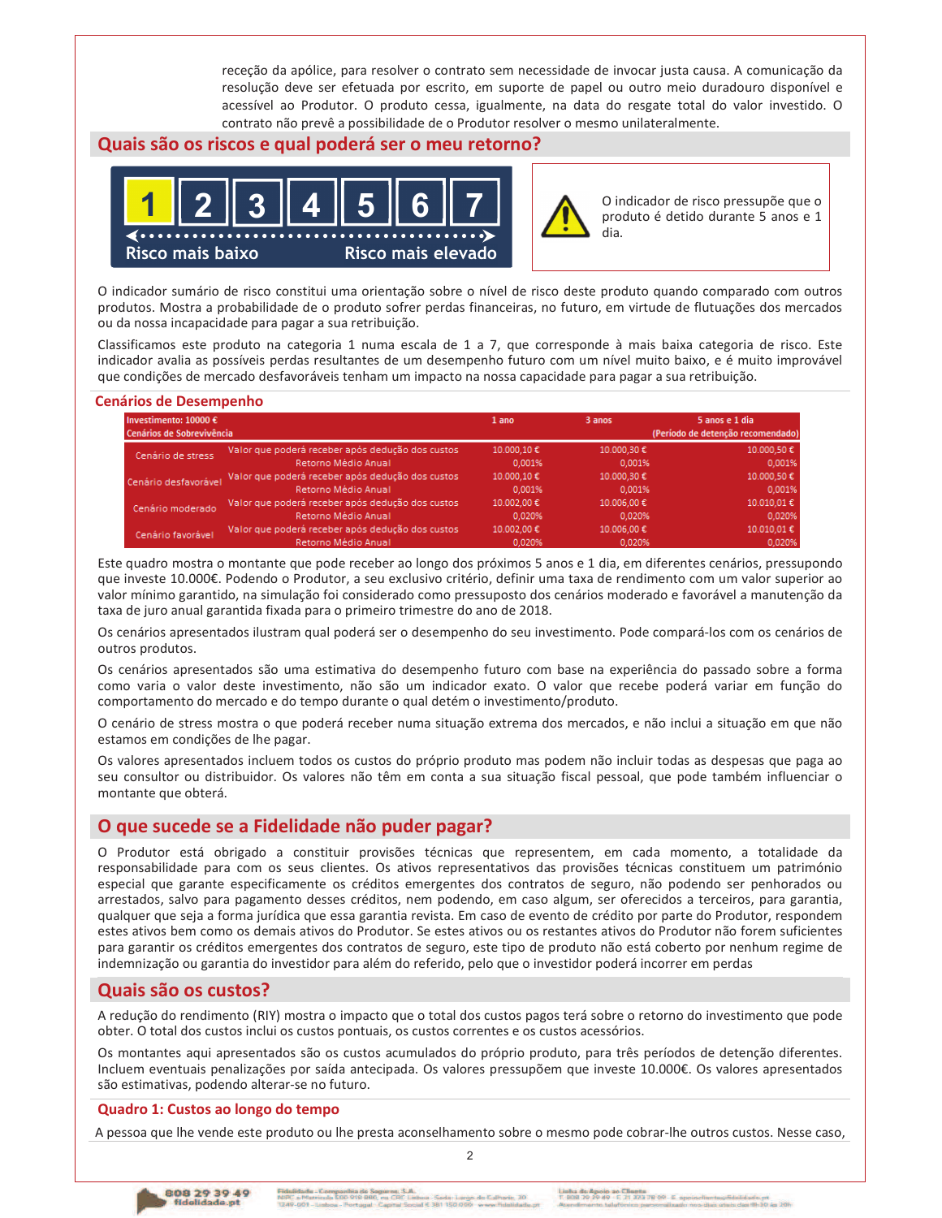receção da apólice, para resolver o contrato sem necessidade de invocar justa causa. A comunicação da resolução deve ser efetuada por escrito, em suporte de papel ou outro meio duradouro disponível e acessível ao Produtor. O produto cessa, igualmente, na data do resgate total do valor investido. O contrato não prevê a possibilidade de o Produtor resolver o mesmo unilateralmente.

## Quais são os riscos e qual poderá ser o meu retorno?

| **1** | 2 | 3 | 4 | 5 | 6 | 7 |
|---|---|---|---|---|---|---|

Risco mais baixo → Risco mais elevado

⚠ O indicador de risco pressupõe que o produto é detido durante 5 anos e 1 dia.

O indicador sumário de risco constitui uma orientação sobre o nível de risco deste produto quando comparado com outros produtos. Mostra a probabilidade de o produto sofrer perdas financeiras, no futuro, em virtude de flutuações dos mercados ou da nossa incapacidade para pagar a sua retribuição.

Classificamos este produto na categoria 1 numa escala de 1 a 7, que corresponde à mais baixa categoria de risco. Este indicador avalia as possíveis perdas resultantes de um desempenho futuro com um nível muito baixo, e é muito improvável que condições de mercado desfavoráveis tenham um impacto na nossa capacidade para pagar a sua retribuição.

### Cenários de Desempenho

| Investimento: 10000 € Cenários de Sobrevivência | | 1 ano | 3 anos | 5 anos e 1 dia (Período de detenção recomendado) |
|---|---|---|---|---|
| Cenário de stress | Valor que poderá receber após dedução dos custos | 10.000,10 € | 10.000,30 € | 10.000,50 € |
| | Retorno Médio Anual | 0,001% | 0,001% | 0,001% |
| Cenário desfavorável | Valor que poderá receber após dedução dos custos | 10.000,10 € | 10.000,30 € | 10.000,50 € |
| | Retorno Médio Anual | 0,001% | 0,001% | 0,001% |
| Cenário moderado | Valor que poderá receber após dedução dos custos | 10.002,00 € | 10.006,00 € | 10.010,01 € |
| | Retorno Médio Anual | 0,020% | 0,020% | 0,020% |
| Cenário favorável | Valor que poderá receber após dedução dos custos | 10.002,00 € | 10.006,00 € | 10.010,01 € |
| | Retorno Médio Anual | 0,020% | 0,020% | 0,020% |

Este quadro mostra o montante que pode receber ao longo dos próximos 5 anos e 1 dia, em diferentes cenários, pressupondo que investe 10.000€. Podendo o Produtor, a seu exclusivo critério, definir uma taxa de rendimento com um valor superior ao valor mínimo garantido, na simulação foi considerado como pressuposto dos cenários moderado e favorável a manutenção da taxa de juro anual garantida fixada para o primeiro trimestre do ano de 2018.

Os cenários apresentados ilustram qual poderá ser o desempenho do seu investimento. Pode compará-los com os cenários de outros produtos.

Os cenários apresentados são uma estimativa do desempenho futuro com base na experiência do passado sobre a forma como varia o valor deste investimento, não são um indicador exato. O valor que recebe poderá variar em função do comportamento do mercado e do tempo durante o qual detém o investimento/produto.

O cenário de stress mostra o que poderá receber numa situação extrema dos mercados, e não inclui a situação em que não estamos em condições de lhe pagar.

Os valores apresentados incluem todos os custos do próprio produto mas podem não incluir todas as despesas que paga ao seu consultor ou distribuidor. Os valores não têm em conta a sua situação fiscal pessoal, que pode também influenciar o montante que obterá.

## O que sucede se a Fidelidade não puder pagar?

O Produtor está obrigado a constituir provisões técnicas que representem, em cada momento, a totalidade da responsabilidade para com os seus clientes. Os ativos representativos das provisões técnicas constituem um património especial que garante especificamente os créditos emergentes dos contratos de seguro, não podendo ser penhorados ou arrestados, salvo para pagamento desses créditos, nem podendo, em caso algum, ser oferecidos a terceiros, para garantia, qualquer que seja a forma jurídica que essa garantia revista. Em caso de evento de crédito por parte do Produtor, respondem estes ativos bem como os demais ativos do Produtor. Se estes ativos ou os restantes ativos do Produtor não forem suficientes para garantir os créditos emergentes dos contratos de seguro, este tipo de produto não está coberto por nenhum regime de indemnização ou garantia do investidor para além do referido, pelo que o investidor poderá incorrer em perdas

## Quais são os custos?

A redução do rendimento (RIY) mostra o impacto que o total dos custos pagos terá sobre o retorno do investimento que pode obter. O total dos custos inclui os custos pontuais, os custos correntes e os custos acessórios.

Os montantes aqui apresentados são os custos acumulados do próprio produto, para três períodos de detenção diferentes. Incluem eventuais penalizações por saída antecipada. Os valores pressupõem que investe 10.000€. Os valores apresentados são estimativas, podendo alterar-se no futuro.

### Quadro 1: Custos ao longo do tempo

A pessoa que lhe vende este produto ou lhe presta aconselhamento sobre o mesmo pode cobrar-lhe outros custos. Nesse caso,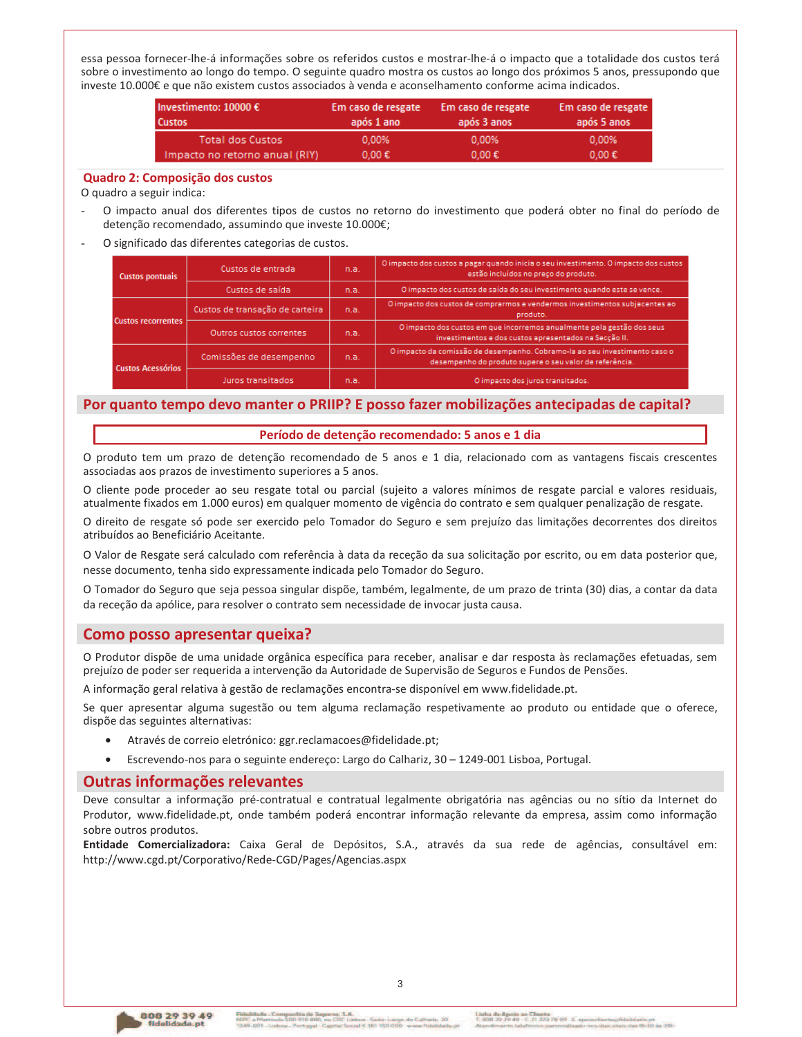essa pessoa fornecer-lhe-á informações sobre os referidos custos e mostrar-lhe-á o impacto que a totalidade dos custos terá sobre o investimento ao longo do tempo. O seguinte quadro mostra os custos ao longo dos próximos 5 anos, pressupondo que investe 10.000€ e que não existem custos associados à venda e aconselhamento conforme acima indicados.

| Investimento: 10000 € Custos | Em caso de resgate após 1 ano | Em caso de resgate após 3 anos | Em caso de resgate após 5 anos |
|---|---|---|---|
| Total dos Custos | 0,00% | 0,00% | 0,00% |
| Impacto no retorno anual (RIY) | 0,00 € | 0,00 € | 0,00 € |

### Quadro 2: Composição dos custos

O quadro a seguir indica:

- O impacto anual dos diferentes tipos de custos no retorno do investimento que poderá obter no final do período de detenção recomendado, assumindo que investe 10.000€;
- O significado das diferentes categorias de custos.

| | | | |
|---|---|---|---|
| Custos pontuais | Custos de entrada | n.a. | O impacto dos custos a pagar quando inicia o seu investimento. O impacto dos custos estão incluídos no preço do produto. |
| | Custos de saída | n.a. | O impacto dos custos de saída do seu investimento quando este se vence. |
| Custos recorrentes | Custos de transação de carteira | n.a. | O impacto dos custos de comprarmos e vendermos investimentos subjacentes ao produto. |
| | Outros custos correntes | n.a. | O impacto dos custos em que incorremos anualmente pela gestão dos seus investimentos e dos custos apresentados na Secção II. |
| Custos Acessórios | Comissões de desempenho | n.a. | O impacto da comissão de desempenho. Cobramo-la ao seu investimento caso o desempenho do produto supere o seu valor de referência. |
| | Juros transitados | n.a. | O impacto dos juros transitados. |

## Por quanto tempo devo manter o PRIIP? E posso fazer mobilizações antecipadas de capital?

**Período de detenção recomendado: 5 anos e 1 dia**

O produto tem um prazo de detenção recomendado de 5 anos e 1 dia, relacionado com as vantagens fiscais crescentes associadas aos prazos de investimento superiores a 5 anos.

O cliente pode proceder ao seu resgate total ou parcial (sujeito a valores mínimos de resgate parcial e valores residuais, atualmente fixados em 1.000 euros) em qualquer momento de vigência do contrato e sem qualquer penalização de resgate.

O direito de resgate só pode ser exercido pelo Tomador do Seguro e sem prejuízo das limitações decorrentes dos direitos atribuídos ao Beneficiário Aceitante.

O Valor de Resgate será calculado com referência à data da receção da sua solicitação por escrito, ou em data posterior que, nesse documento, tenha sido expressamente indicada pelo Tomador do Seguro.

O Tomador do Seguro que seja pessoa singular dispõe, também, legalmente, de um prazo de trinta (30) dias, a contar da data da receção da apólice, para resolver o contrato sem necessidade de invocar justa causa.

## Como posso apresentar queixa?

O Produtor dispõe de uma unidade orgânica específica para receber, analisar e dar resposta às reclamações efetuadas, sem prejuízo de poder ser requerida a intervenção da Autoridade de Supervisão de Seguros e Fundos de Pensões.

A informação geral relativa à gestão de reclamações encontra-se disponível em www.fidelidade.pt.

Se quer apresentar alguma sugestão ou tem alguma reclamação respetivamente ao produto ou entidade que o oferece, dispõe das seguintes alternativas:

- Através de correio eletrónico: ggr.reclamacoes@fidelidade.pt;
- Escrevendo-nos para o seguinte endereço: Largo do Calhariz, 30 – 1249-001 Lisboa, Portugal.

## Outras informações relevantes

Deve consultar a informação pré-contratual e contratual legalmente obrigatória nas agências ou no sítio da Internet do Produtor, www.fidelidade.pt, onde também poderá encontrar informação relevante da empresa, assim como informação sobre outros produtos.

**Entidade Comercializadora:** Caixa Geral de Depósitos, S.A., através da sua rede de agências, consultável em: http://www.cgd.pt/Corporativo/Rede-CGD/Pages/Agencias.aspx